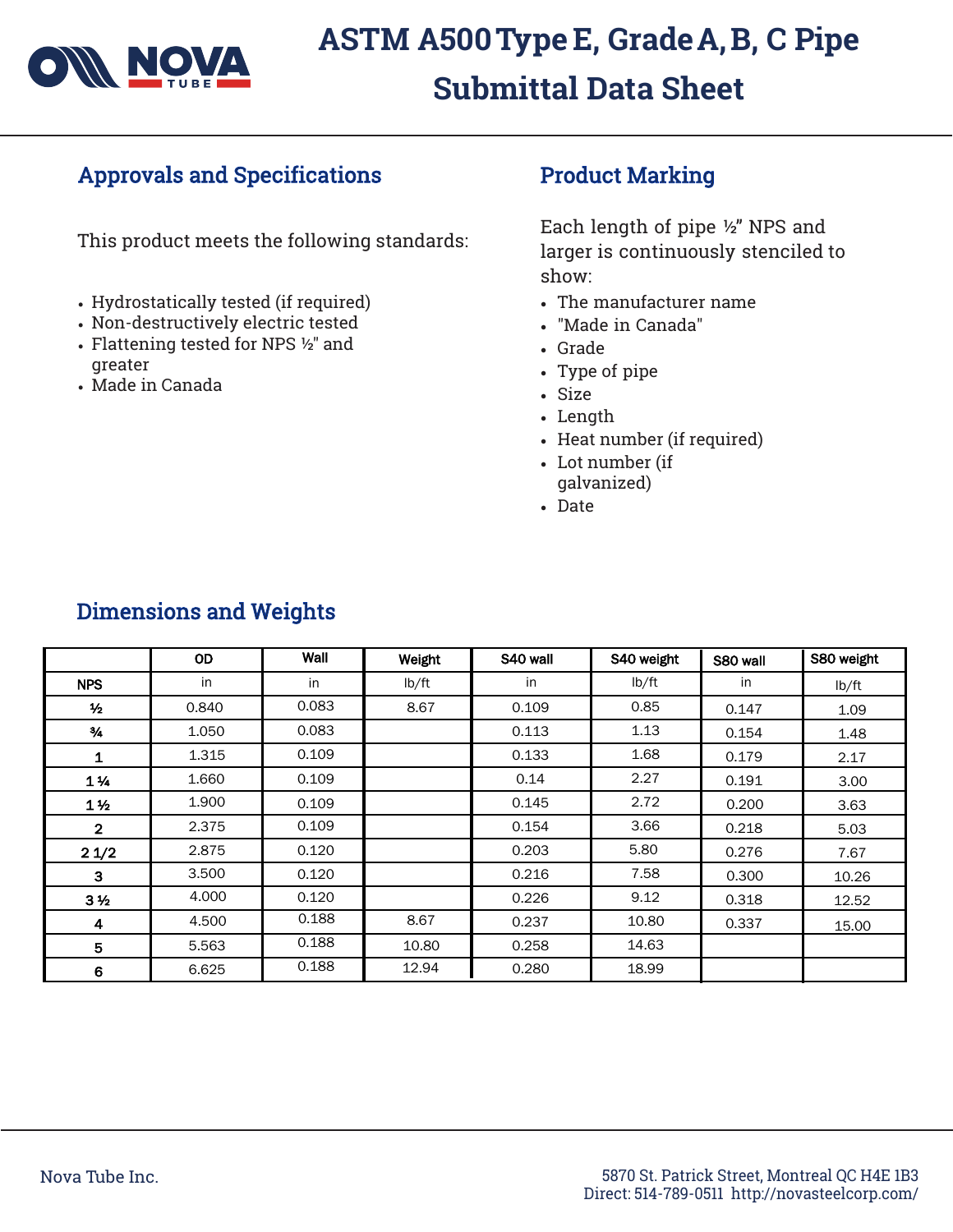# ASTM A500 Type E, Grade A, B, C Pipe Submittal Data Sheet

## Approvals and Specifications

This product meets the following standards:

- Hydrostatically tested (if required)
- Non-destructively electric tested
- Flattening tested for NPS ½" and greater
- Made in Canada

## Product Marking

Each length of pipe ½" NPS and larger is continuously stenciled to show:

- The manufacturer name
- "Made in Canada"
- Grade
- Type of pipe
- Size
- Length
- Heat number (if required)
- Lot number (if galvanized)
- Date

## Dimensions and Weights

| | OD | Wall | Weight | S40 wall | S40 weight | S80 wall | S80 weight |
|---|---|---|---|---|---|---|---|
| NPS | in | in | lb/ft | in | lb/ft | in | lb/ft |
| ½ | 0.840 | 0.083 | 8.67 | 0.109 | 0.85 | 0.147 | 1.09 |
| ¾ | 1.050 | 0.083 | | 0.113 | 1.13 | 0.154 | 1.48 |
| 1 | 1.315 | 0.109 | | 0.133 | 1.68 | 0.179 | 2.17 |
| 1 ¼ | 1.660 | 0.109 | | 0.14 | 2.27 | 0.191 | 3.00 |
| 1 ½ | 1.900 | 0.109 | | 0.145 | 2.72 | 0.200 | 3.63 |
| 2 | 2.375 | 0.109 | | 0.154 | 3.66 | 0.218 | 5.03 |
| 2 1/2 | 2.875 | 0.120 | | 0.203 | 5.80 | 0.276 | 7.67 |
| 3 | 3.500 | 0.120 | | 0.216 | 7.58 | 0.300 | 10.26 |
| 3 ½ | 4.000 | 0.120 | | 0.226 | 9.12 | 0.318 | 12.52 |
| 4 | 4.500 | 0.188 | 8.67 | 0.237 | 10.80 | 0.337 | 15.00 |
| 5 | 5.563 | 0.188 | 10.80 | 0.258 | 14.63 | | |
| 6 | 6.625 | 0.188 | 12.94 | 0.280 | 18.99 | | |

Nova Tube Inc.

5870 St. Patrick Street, Montreal QC H4E 1B3
Direct: 514-789-0511 http://novasteelcorp.com/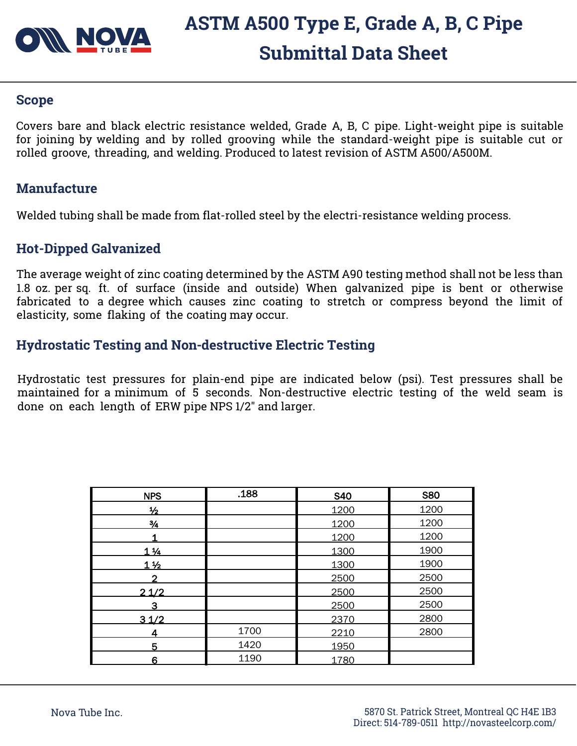# ASTM A500 Type E, Grade A, B, C Pipe Submittal Data Sheet

## Scope

Covers bare and black electric resistance welded, Grade A, B, C pipe. Light-weight pipe is suitable for joining by welding and by rolled grooving while the standard-weight pipe is suitable cut or rolled groove, threading, and welding. Produced to latest revision of ASTM A500/A500M.

## Manufacture

Welded tubing shall be made from flat-rolled steel by the electri-resistance welding process.

## Hot-Dipped Galvanized

The average weight of zinc coating determined by the ASTM A90 testing method shall not be less than 1.8 oz. per sq. ft. of surface (inside and outside) When galvanized pipe is bent or otherwise fabricated to a degree which causes zinc coating to stretch or compress beyond the limit of elasticity, some flaking of the coating may occur.

## Hydrostatic Testing and Non-destructive Electric Testing

Hydrostatic test pressures for plain-end pipe are indicated below (psi). Test pressures shall be maintained for a minimum of 5 seconds. Non-destructive electric testing of the weld seam is done on each length of ERW pipe NPS 1/2" and larger.

| NPS | .188 | S40 | S80 |
|---|---|---|---|
| ½ | | 1200 | 1200 |
| ¾ | | 1200 | 1200 |
| 1 | | 1200 | 1200 |
| 1 ¼ | | 1300 | 1900 |
| 1 ½ | | 1300 | 1900 |
| 2 | | 2500 | 2500 |
| 2 1/2 | | 2500 | 2500 |
| 3 | | 2500 | 2500 |
| 3 1/2 | | 2370 | 2800 |
| 4 | 1700 | 2210 | 2800 |
| 5 | 1420 | 1950 | |
| 6 | 1190 | 1780 | |

Nova Tube Inc.

5870 St. Patrick Street, Montreal QC H4E 1B3
Direct: 514-789-0511 http://novasteelcorp.com/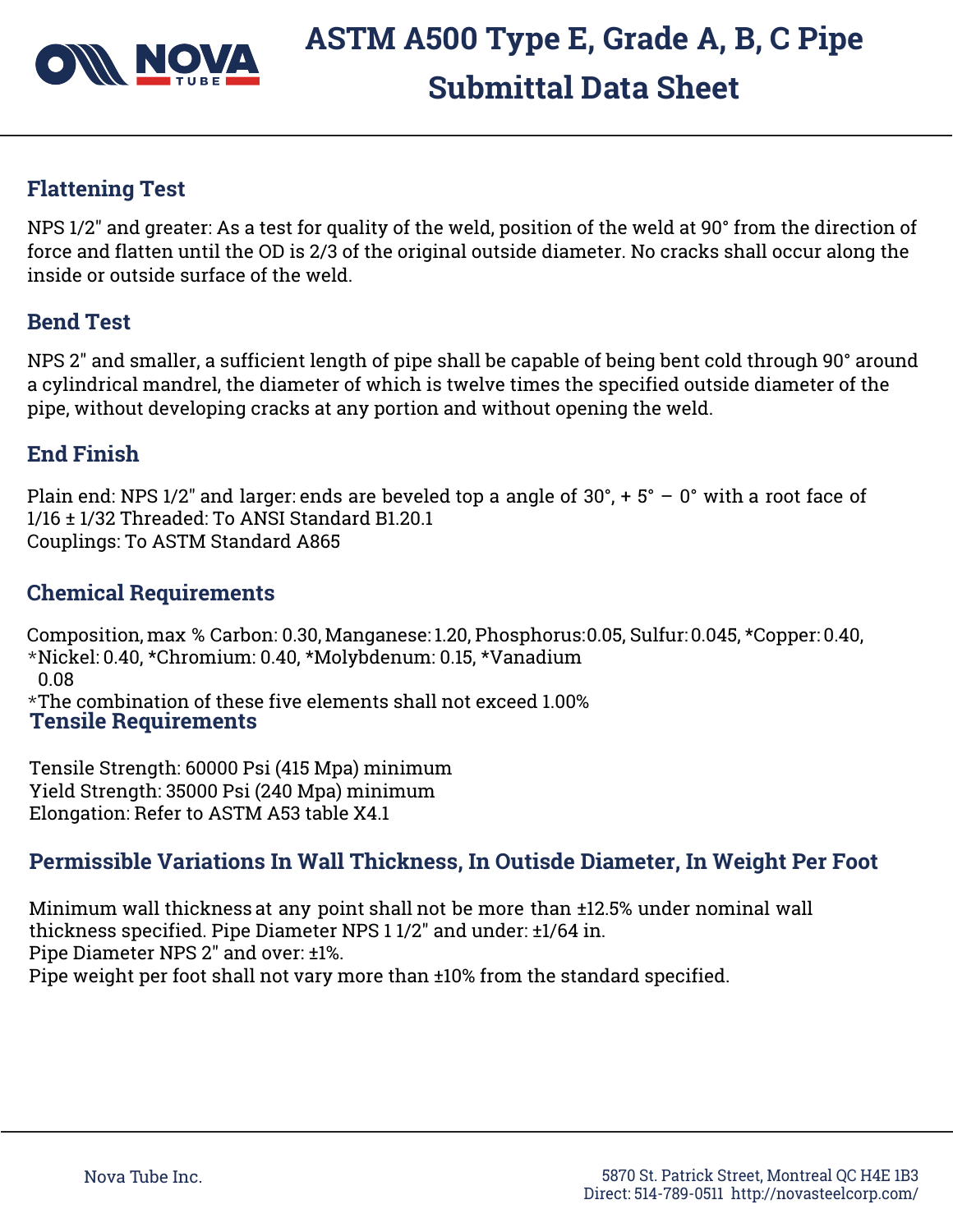# ASTM A500 Type E, Grade A, B, C Pipe Submittal Data Sheet

## Flattening Test

NPS 1/2" and greater: As a test for quality of the weld, position of the weld at 90° from the direction of force and flatten until the OD is 2/3 of the original outside diameter. No cracks shall occur along the inside or outside surface of the weld.

## Bend Test

NPS 2" and smaller, a sufficient length of pipe shall be capable of being bent cold through 90° around a cylindrical mandrel, the diameter of which is twelve times the specified outside diameter of the pipe, without developing cracks at any portion and without opening the weld.

## End Finish

Plain end: NPS 1/2" and larger: ends are beveled top a angle of 30°, + 5° – 0° with a root face of 1/16 ± 1/32 Threaded: To ANSI Standard B1.20.1
Couplings: To ASTM Standard A865

## Chemical Requirements

Composition, max % Carbon: 0.30, Manganese: 1.20, Phosphorus: 0.05, Sulfur: 0.045, *Copper: 0.40, *Nickel: 0.40, *Chromium: 0.40, *Molybdenum: 0.15, *Vanadium 0.08
*The combination of these five elements shall not exceed 1.00%

## Tensile Requirements

Tensile Strength: 60000 Psi (415 Mpa) minimum
Yield Strength: 35000 Psi (240 Mpa) minimum
Elongation: Refer to ASTM A53 table X4.1

## Permissible Variations In Wall Thickness, In Outisde Diameter, In Weight Per Foot

Minimum wall thickness at any point shall not be more than ±12.5% under nominal wall thickness specified. Pipe Diameter NPS 1 1/2" and under: ±1/64 in.
Pipe Diameter NPS 2" and over: ±1%.
Pipe weight per foot shall not vary more than ±10% from the standard specified.